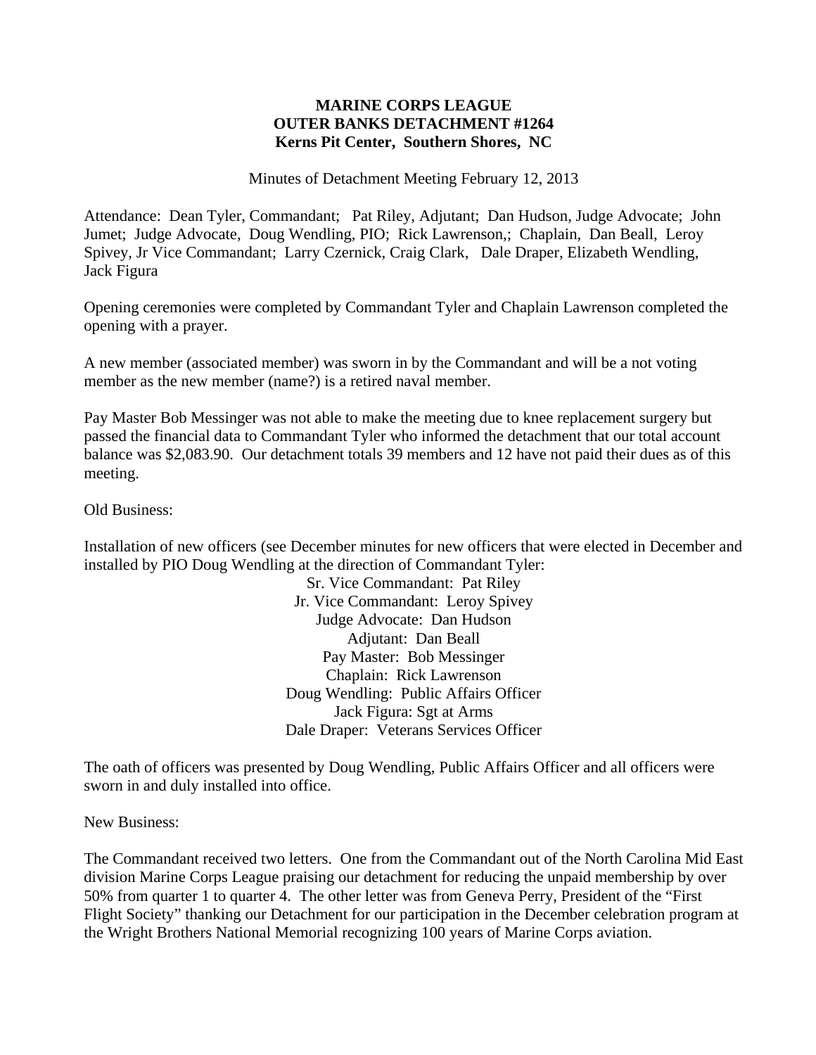**MARINE CORPS LEAGUE**
**OUTER BANKS DETACHMENT #1264**
**Kerns Pit Center, Southern Shores, NC**

Minutes of Detachment Meeting February 12, 2013

Attendance: Dean Tyler, Commandant; Pat Riley, Adjutant; Dan Hudson, Judge Advocate; John Jumet; Judge Advocate, Doug Wendling, PIO; Rick Lawrenson,; Chaplain, Dan Beall, Leroy Spivey, Jr Vice Commandant; Larry Czernick, Craig Clark, Dale Draper, Elizabeth Wendling, Jack Figura

Opening ceremonies were completed by Commandant Tyler and Chaplain Lawrenson completed the opening with a prayer.

A new member (associated member) was sworn in by the Commandant and will be a not voting member as the new member (name?) is a retired naval member.

Pay Master Bob Messinger was not able to make the meeting due to knee replacement surgery but passed the financial data to Commandant Tyler who informed the detachment that our total account balance was $2,083.90. Our detachment totals 39 members and 12 have not paid their dues as of this meeting.

Old Business:

Installation of new officers (see December minutes for new officers that were elected in December and installed by PIO Doug Wendling at the direction of Commandant Tyler:

Sr. Vice Commandant: Pat Riley
Jr. Vice Commandant: Leroy Spivey
Judge Advocate: Dan Hudson
Adjutant: Dan Beall
Pay Master: Bob Messinger
Chaplain: Rick Lawrenson
Doug Wendling: Public Affairs Officer
Jack Figura: Sgt at Arms
Dale Draper: Veterans Services Officer

The oath of officers was presented by Doug Wendling, Public Affairs Officer and all officers were sworn in and duly installed into office.

New Business:

The Commandant received two letters. One from the Commandant out of the North Carolina Mid East division Marine Corps League praising our detachment for reducing the unpaid membership by over 50% from quarter 1 to quarter 4. The other letter was from Geneva Perry, President of the "First Flight Society" thanking our Detachment for our participation in the December celebration program at the Wright Brothers National Memorial recognizing 100 years of Marine Corps aviation.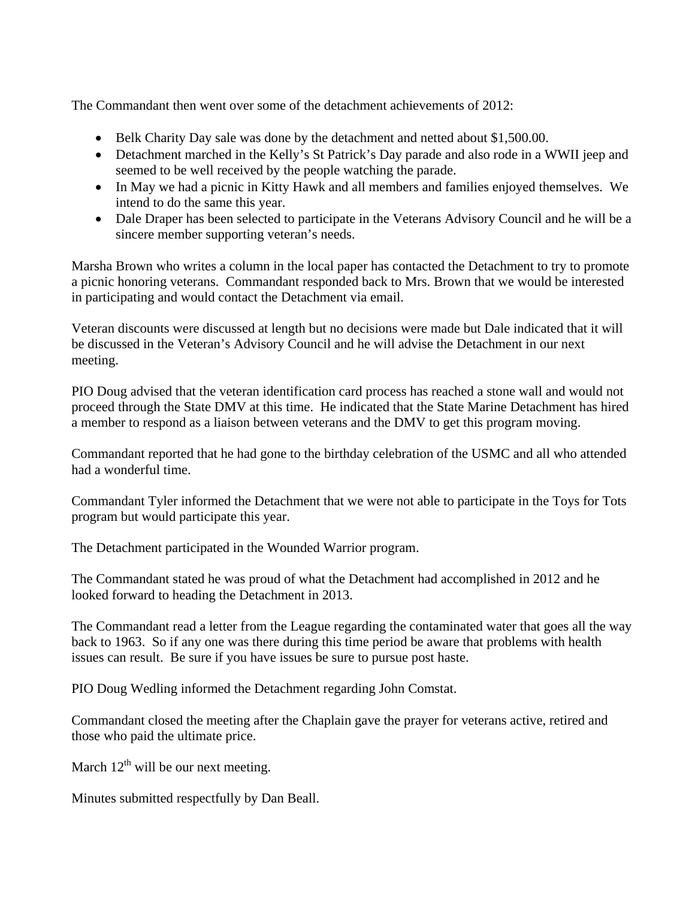The Commandant then went over some of the detachment achievements of 2012:

- Belk Charity Day sale was done by the detachment and netted about $1,500.00.
- Detachment marched in the Kelly's St Patrick's Day parade and also rode in a WWII jeep and seemed to be well received by the people watching the parade.
- In May we had a picnic in Kitty Hawk and all members and families enjoyed themselves. We intend to do the same this year.
- Dale Draper has been selected to participate in the Veterans Advisory Council and he will be a sincere member supporting veteran's needs.

Marsha Brown who writes a column in the local paper has contacted the Detachment to try to promote a picnic honoring veterans. Commandant responded back to Mrs. Brown that we would be interested in participating and would contact the Detachment via email.

Veteran discounts were discussed at length but no decisions were made but Dale indicated that it will be discussed in the Veteran's Advisory Council and he will advise the Detachment in our next meeting.

PIO Doug advised that the veteran identification card process has reached a stone wall and would not proceed through the State DMV at this time. He indicated that the State Marine Detachment has hired a member to respond as a liaison between veterans and the DMV to get this program moving.

Commandant reported that he had gone to the birthday celebration of the USMC and all who attended had a wonderful time.

Commandant Tyler informed the Detachment that we were not able to participate in the Toys for Tots program but would participate this year.

The Detachment participated in the Wounded Warrior program.

The Commandant stated he was proud of what the Detachment had accomplished in 2012 and he looked forward to heading the Detachment in 2013.

The Commandant read a letter from the League regarding the contaminated water that goes all the way back to 1963. So if any one was there during this time period be aware that problems with health issues can result. Be sure if you have issues be sure to pursue post haste.

PIO Doug Wedling informed the Detachment regarding John Comstat.

Commandant closed the meeting after the Chaplain gave the prayer for veterans active, retired and those who paid the ultimate price.

March 12th will be our next meeting.

Minutes submitted respectfully by Dan Beall.